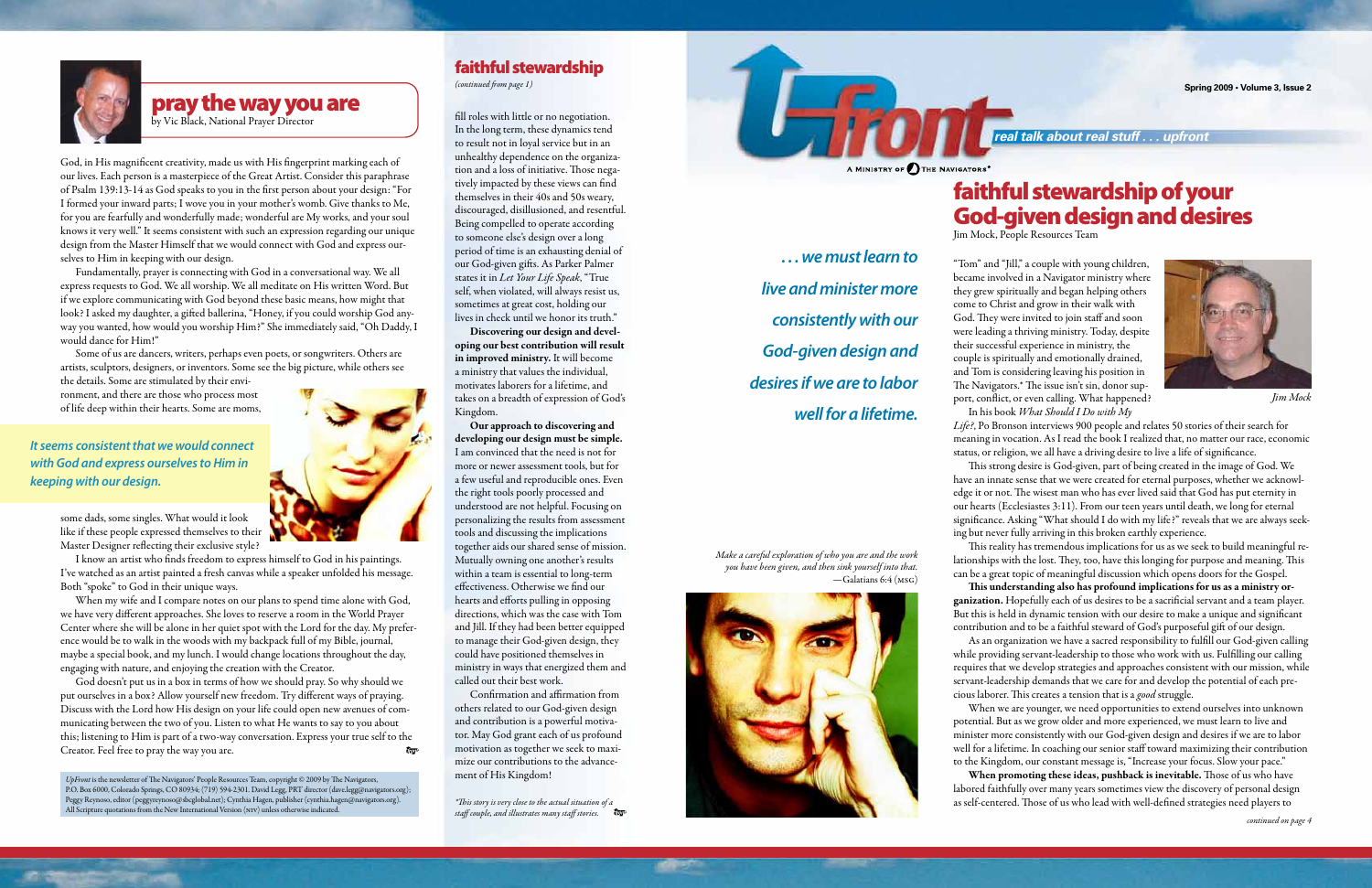## pray the way you are

by Vic Black, National Prayer Director

God, in His magnificent creativity, made us with His fingerprint marking each of our lives. Each person is a masterpiece of the Great Artist. Consider this paraphrase of Psalm 139:13-14 as God speaks to you in the first person about your design: "For I formed your inward parts; I wove you in your mother's womb. Give thanks to Me, for you are fearfully and wonderfully made; wonderful are My works, and your soul knows it very well." It seems consistent with such an expression regarding our unique design from the Master Himself that we would connect with God and express ourselves to Him in keeping with our design.

Fundamentally, prayer is connecting with God in a conversational way. We all express requests to God. We all worship. We all meditate on His written Word. But if we explore communicating with God beyond these basic means, how might that look? I asked my daughter, a gifted ballerina, "Honey, if you could worship God anyway you wanted, how would you worship Him?" She immediately said, "Oh Daddy, I would dance for Him!"

Some of us are dancers, writers, perhaps even poets, or songwriters. Others are artists, sculptors, designers, or inventors. Some see the big picture, while others see the details. Some are stimulated by their environment, and there are those who process most of life deep within their hearts. Some are moms, some dads, some singles. What would it look like if these people expressed themselves to their Master Designer reflecting their exclusive style?

*It seems consistent that we would connect with God and express ourselves to Him in keeping with our design.*

I know an artist who finds freedom to express himself to God in his paintings. I've watched as an artist painted a fresh canvas while a speaker unfolded his message. Both "spoke" to God in their unique ways.

When my wife and I compare notes on our plans to spend time alone with God, we have very different approaches. She loves to reserve a room in the World Prayer Center where she will be alone in her quiet spot with the Lord for the day. My preference would be to walk in the woods with my backpack full of my Bible, journal, maybe a special book, and my lunch. I would change locations throughout the day, engaging with nature, and enjoying the creation with the Creator.

God doesn't put us in a box in terms of how we should pray. So why should we put ourselves in a box? Allow yourself new freedom. Try different ways of praying. Discuss with the Lord how His design on your life could open new avenues of communicating between the two of you. Listen to what He wants to say to you about this; listening to Him is part of a two-way conversation. Express your true self to the Creator. Feel free to pray the way you are.

*UpFront* is the newsletter of The Navigators' People Resources Team, copyright © 2009 by The Navigators, P.O. Box 6000, Colorado Springs, CO 80934; (719) 594-2301. David Legg, PRT director (dave.legg@navigators.org); Peggy Reynoso, editor (peggyreynoso@sbcglobal.net); Cynthia Hagen, publisher (cynthia.hagen@navigators.org). All Scripture quotations from the New International Version (NIV) unless otherwise indicated.

## faithful stewardship

*(continued from page 1)*

fill roles with little or no negotiation. In the long term, these dynamics tend to result not in loyal service but in an unhealthy dependence on the organization and a loss of initiative. Those negatively impacted by these views can find themselves in their 40s and 50s weary, discouraged, disillusioned, and resentful. Being compelled to operate according to someone else's design over a long period of time is an exhausting denial of our God-given gifts. As Parker Palmer states it in *Let Your Life Speak*, "True self, when violated, will always resist us, sometimes at great cost, holding our lives in check until we honor its truth."

**Discovering our design and developing our best contribution will result in improved ministry.** It will become a ministry that values the individual, motivates laborers for a lifetime, and takes on a breadth of expression of God's Kingdom.

**Our approach to discovering and developing our design must be simple.** I am convinced that the need is not for more or newer assessment tools, but for a few useful and reproducible ones. Even the right tools poorly processed and understood are not helpful. Focusing on personalizing the results from assessment tools and discussing the implications together aids our shared sense of mission. Mutually owning one another's results within a team is essential to long-term effectiveness. Otherwise we find our hearts and efforts pulling in opposing directions, which was the case with Tom and Jill. If they had been better equipped to manage their God-given design, they could have positioned themselves in ministry in ways that energized them and called out their best work.

Confirmation and affirmation from others related to our God-given design and contribution is a powerful motivator. May God grant each of us profound motivation as together we seek to maximize our contributions to the advancement of His Kingdom!

*\*This story is very close to the actual situation of a staff couple, and illustrates many staff stories.*

# UpFront

Spring 2009 • Volume 3, Issue 2

*real talk about real stuff . . . upfront*

A Ministry of The Navigators

## faithful stewardship of your God-given design and desires

Jim Mock, People Resources Team

*. . . we must learn to live and minister more consistently with our God-given design and desires if we are to labor well for a lifetime.*

*Make a careful exploration of who you are and the work you have been given, and then sink yourself into that.*
*—Galatians 6:4 (MSG)*

"Tom" and "Jill," a couple with young children, became involved in a Navigator ministry where they grew spiritually and began helping others come to Christ and grow in their walk with God. They were invited to join staff and soon were leading a thriving ministry. Today, despite their successful experience in ministry, the couple is spiritually and emotionally drained, and Tom is considering leaving his position in The Navigators.\* The issue isn't sin, donor support, conflict, or even calling. What happened?

*Jim Mock*

In his book *What Should I Do with My Life?*, Po Bronson interviews 900 people and relates 50 stories of their search for meaning in vocation. As I read the book I realized that, no matter our race, economic status, or religion, we all have a driving desire to live a life of significance.

This strong desire is God-given, part of being created in the image of God. We have an innate sense that we were created for eternal purposes, whether we acknowledge it or not. The wisest man who has ever lived said that God has put eternity in our hearts (Ecclesiastes 3:11). From our teen years until death, we long for eternal significance. Asking "What should I do with my life?" reveals that we are always seeking but never fully arriving in this broken earthly experience.

This reality has tremendous implications for us as we seek to build meaningful relationships with the lost. They, too, have this longing for purpose and meaning. This can be a great topic of meaningful discussion which opens doors for the Gospel.

**This understanding also has profound implications for us as a ministry organization.** Hopefully each of our desires to be a sacrificial servant and a team player. But this is held in dynamic tension with our desire to make a unique and significant contribution and to be a faithful steward of God's purposeful gift of our design.

As an organization we have a sacred responsibility to fulfill our God-given calling while providing servant-leadership to those who work with us. Fulfilling our calling requires that we develop strategies and approaches consistent with our mission, while servant-leadership demands that we care for and develop the potential of each precious laborer. This creates a tension that is a *good* struggle.

When we are younger, we need opportunities to extend ourselves into unknown potential. But as we grow older and more experienced, we must learn to live and minister more consistently with our God-given design and desires if we are to labor well for a lifetime. In coaching our senior staff toward maximizing their contribution to the Kingdom, our constant message is, "Increase your focus. Slow your pace."

**When promoting these ideas, pushback is inevitable.** Those of us who have labored faithfully over many years sometimes view the discovery of personal design as self-centered. Those of us who lead with well-defined strategies need players to

*continued on page 4*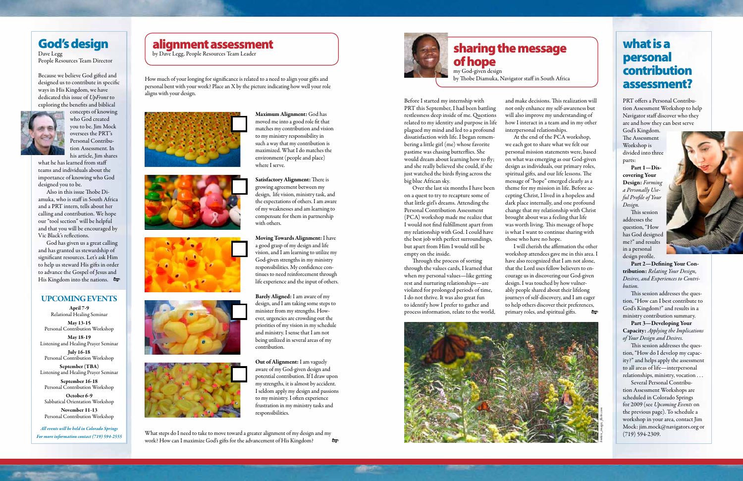## God's design

Dave Legg
People Resources Team Director

Because we believe God gifted and designed us to contribute in specific ways in His Kingdom, we have dedicated this issue of *UpFront* to exploring the benefits and biblical concepts of knowing who God created you to be. Jim Mock oversees the PRT's Personal Contribution Assessment. In his article, Jim shares what he has learned from staff teams and individuals about the importance of knowing who God designed you to be.

Also in this issue Thobe Diamuka, who is staff in South Africa and a PRT intern, tells about her calling and contribution. We hope our "tool section" will be helpful and that you will be encouraged by Vic Black's reflections.

God has given us a great calling and has granted us stewardship of significant resources. Let's ask Him to help us steward His gifts in order to advance the Gospel of Jesus and His Kingdom into the nations.

### UPCOMING EVENTS

**April 7-9**
Relational Healing Seminar

**May 13-15**
Personal Contribution Workshop

**May 18-19**
Listening and Healing Prayer Seminar

**July 16-18**
Personal Contribution Workshop

**September (TBA)**
Listening and Healing Prayer Seminar

**September 16-18**
Personal Contribution Workshop

**October 6-9**
Sabbatical Orientation Workshop

**November 11-13**
Personal Contribution Workshop

*All events will be held in Colorado Springs*
*For more information contact (719) 594-2555*

## alignment assessment

by Dave Legg, People Resources Team Leader

How much of your longing for significance is related to a need to align your gifts and personal bent with your work? Place an X by the picture indicating how well your role aligns with your design.

**Maximum Alignment:** God has moved me into a good role fit that matches my contribution and vision to my ministry responsibility in such a way that my contribution is maximized. What I do matches the environment (people and place) where I serve.

**Satisfactory Alignment:** There is growing agreement between my design, life vision, ministry task, and the expectations of others. I am aware of my weaknesses and am learning to compensate for them in partnership with others.

**Moving Towards Alignment:** I have a good grasp of my design and life vision, and I am learning to utilize my God-given strengths in my ministry responsibilities. My confidence continues to need reinforcement through life experience and the input of others.

**Barely Aligned:** I am aware of my design, and I am taking some steps to minister from my strengths. However, urgencies are crowding out the priorities of my vision in my schedule and ministry. I sense that I am not being utilized in several areas of my contribution.

**Out of Alignment:** I am vaguely aware of my God-given design and potential contribution. If I draw upon my strengths, it is almost by accident. I seldom apply my design and passions to my ministry. I often experience frustration in my ministry tasks and responsibilities.

What steps do I need to take to move toward a greater alignment of my design and my work? How can I maximize God's gifts for the advancement of His Kingdom?

## sharing the message of hope

my God-given design
by Thobe Diamuka, Navigator staff in South Africa

Before I started my internship with PRT this September, I had been battling restlessness deep inside of me. Questions related to my identity and purpose in life plagued my mind and led to a profound dissatisfaction with life. I began remembering a little girl (me) whose favorite pastime was chasing butterflies. She would dream about learning how to fly; and she really believed she could, if she just watched the birds flying across the big blue African sky.

Over the last six months I have been on a quest to try to recapture some of that little girl's dreams. Attending the Personal Contribution Assessment (PCA) workshop made me realize that I would not find fulfillment apart from my relationship with God. I could have the best job with perfect surroundings, but apart from Him I would still be empty on the inside.

Through the process of sorting through the values cards, I learned that when my personal values—like getting rest and nurturing relationships—are violated for prolonged periods of time, I do not thrive. It was also great fun to identify how I prefer to gather and process information, relate to the world, and make decisions. This realization will not only enhance my self-awareness but will also improve my understanding of how I interact in a team and in my other interpersonal relationships.

At the end of the PCA workshop, we each got to share what we felt our personal mission statements were, based on what was emerging as our God-given design as individuals, our primary roles, spiritual gifts, and our life lessons. The message of "hope" emerged clearly as a theme for my mission in life. Before accepting Christ, I lived in a hopeless and dark place internally, and one profound change that my relationship with Christ brought about was a feeling that life was worth living. This message of hope is what I want to continue sharing with those who have no hope.

I will cherish the affirmation the other workshop attendees gave me in this area. I have also recognized that I am not alone, that the Lord uses fellow believers to encourage us in discovering our God-given design. I was touched by how vulnerably people shared about their lifelong journeys of self-discovery, and I am eager to help others discover their preferences, primary roles, and spiritual gifts.

kookoo_images, flickr.com

## what is a personal contribution assessment?

PRT offers a Personal Contribution Assessment Workshop to help Navigator staff discover who they are and how they can best serve God's Kingdom. The Assessment Workshop is divided into three parts:

**Part 1—Discovering Your Design:** *Forming a Personally Useful Profile of Your Design.*

This session addresses the question, "How has God designed me?" and results in a personal design profile.

**Part 2—Defining Your Contribution:** *Relating Your Design, Desires, and Experiences to Contribution.*

This session addresses the question, "How can I best contribute to God's Kingdom?" and results in a ministry contribution summary.

**Part 3—Developing Your Capacity:** *Applying the Implications of Your Design and Desires.*

This session addresses the question, "How do I develop my capacity?" and helps apply the assessment to all areas of life—interpersonal relationships, ministry, vocation . . .

Several Personal Contribution Assessment Workshops are scheduled in Colorado Springs for 2009 (see *Upcoming Events* on the previous page). To schedule a workshop in your area, contact Jim Mock: jim.mock@navigators.org or (719) 594-2309.